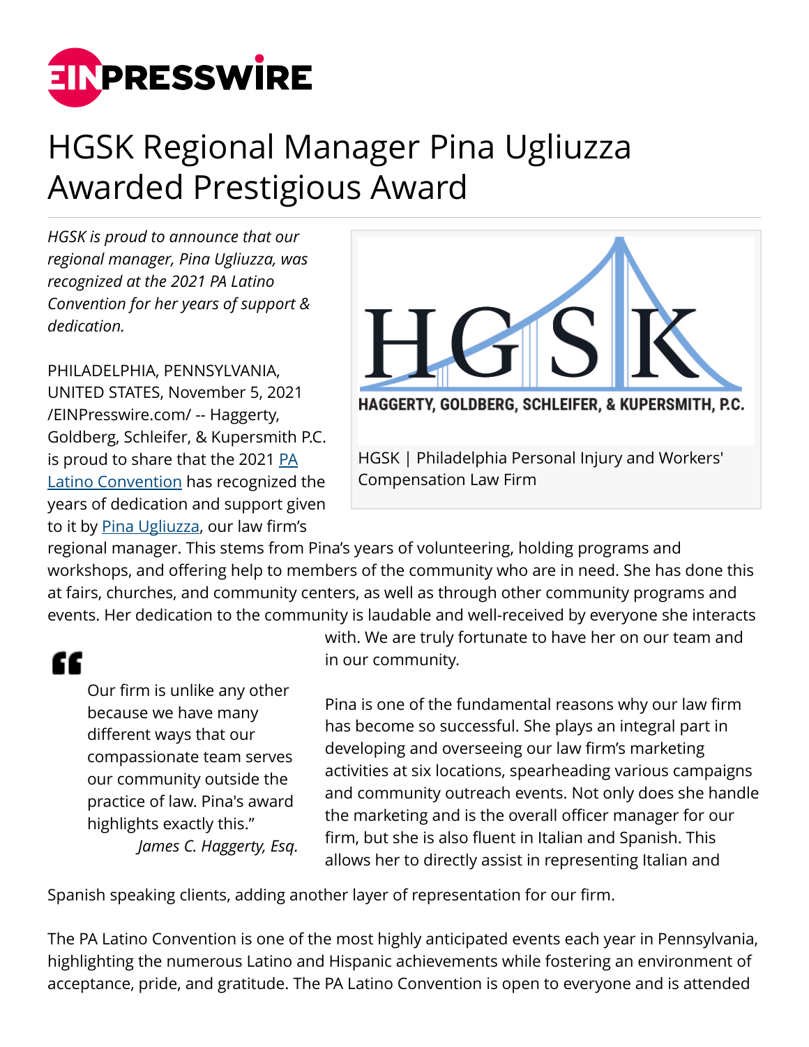# HGSK Regional Manager Pina Ugliuzza Awarded Prestigious Award

*HGSK is proud to announce that our regional manager, Pina Ugliuzza, was recognized at the 2021 PA Latino Convention for her years of support & dedication.*

HGSK | Philadelphia Personal Injury and Workers' Compensation Law Firm

PHILADELPHIA, PENNSYLVANIA, UNITED STATES, November 5, 2021 /EINPresswire.com/ -- Haggerty, Goldberg, Schleifer, & Kupersmith P.C. is proud to share that the 2021 PA Latino Convention has recognized the years of dedication and support given to it by Pina Ugliuzza, our law firm's regional manager. This stems from Pina's years of volunteering, holding programs and workshops, and offering help to members of the community who are in need. She has done this at fairs, churches, and community centers, as well as through other community programs and events. Her dedication to the community is laudable and well-received by everyone she interacts with. We are truly fortunate to have her on our team and in our community.

> Our firm is unlike any other because we have many different ways that our compassionate team serves our community outside the practice of law. Pina's award highlights exactly this."
>
> *James C. Haggerty, Esq.*

Pina is one of the fundamental reasons why our law firm has become so successful. She plays an integral part in developing and overseeing our law firm's marketing activities at six locations, spearheading various campaigns and community outreach events. Not only does she handle the marketing and is the overall officer manager for our firm, but she is also fluent in Italian and Spanish. This allows her to directly assist in representing Italian and Spanish speaking clients, adding another layer of representation for our firm.

The PA Latino Convention is one of the most highly anticipated events each year in Pennsylvania, highlighting the numerous Latino and Hispanic achievements while fostering an environment of acceptance, pride, and gratitude. The PA Latino Convention is open to everyone and is attended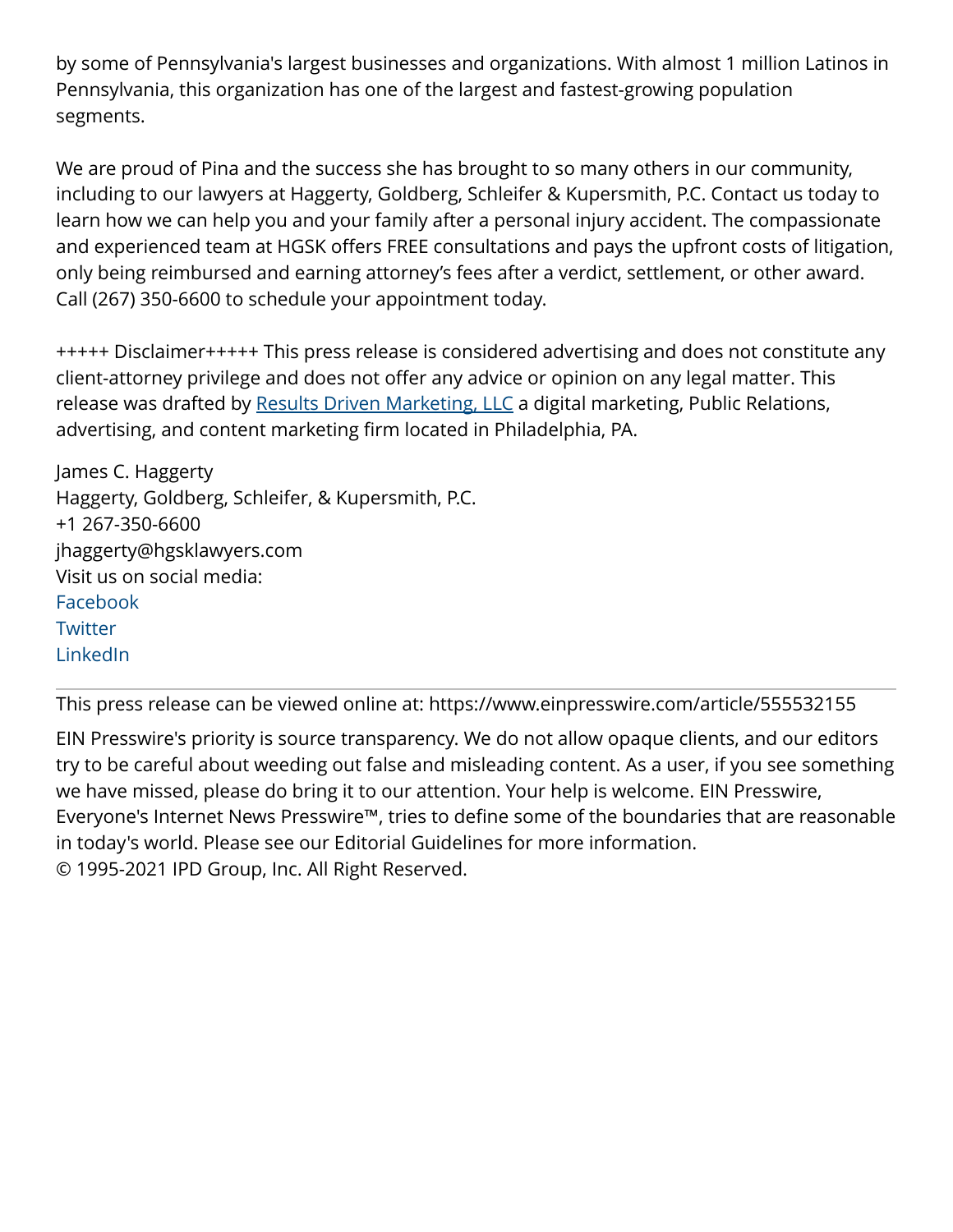by some of Pennsylvania's largest businesses and organizations. With almost 1 million Latinos in Pennsylvania, this organization has one of the largest and fastest-growing population segments.

We are proud of Pina and the success she has brought to so many others in our community, including to our lawyers at Haggerty, Goldberg, Schleifer & Kupersmith, P.C. Contact us today to learn how we can help you and your family after a personal injury accident. The compassionate and experienced team at HGSK offers FREE consultations and pays the upfront costs of litigation, only being reimbursed and earning attorney's fees after a verdict, settlement, or other award. Call (267) 350-6600 to schedule your appointment today.

+++++ Disclaimer+++++ This press release is considered advertising and does not constitute any client-attorney privilege and does not offer any advice or opinion on any legal matter. This release was drafted by [Results Driven Marketing, LLC] a digital marketing, Public Relations, advertising, and content marketing firm located in Philadelphia, PA.

James C. Haggerty
Haggerty, Goldberg, Schleifer, & Kupersmith, P.C.
+1 267-350-6600
jhaggerty@hgsklawyers.com
Visit us on social media:
Facebook
Twitter
LinkedIn

---

This press release can be viewed online at: https://www.einpresswire.com/article/555532155

EIN Presswire's priority is source transparency. We do not allow opaque clients, and our editors try to be careful about weeding out false and misleading content. As a user, if you see something we have missed, please do bring it to our attention. Your help is welcome. EIN Presswire, Everyone's Internet News Presswire™, tries to define some of the boundaries that are reasonable in today's world. Please see our Editorial Guidelines for more information.
© 1995-2021 IPD Group, Inc. All Right Reserved.